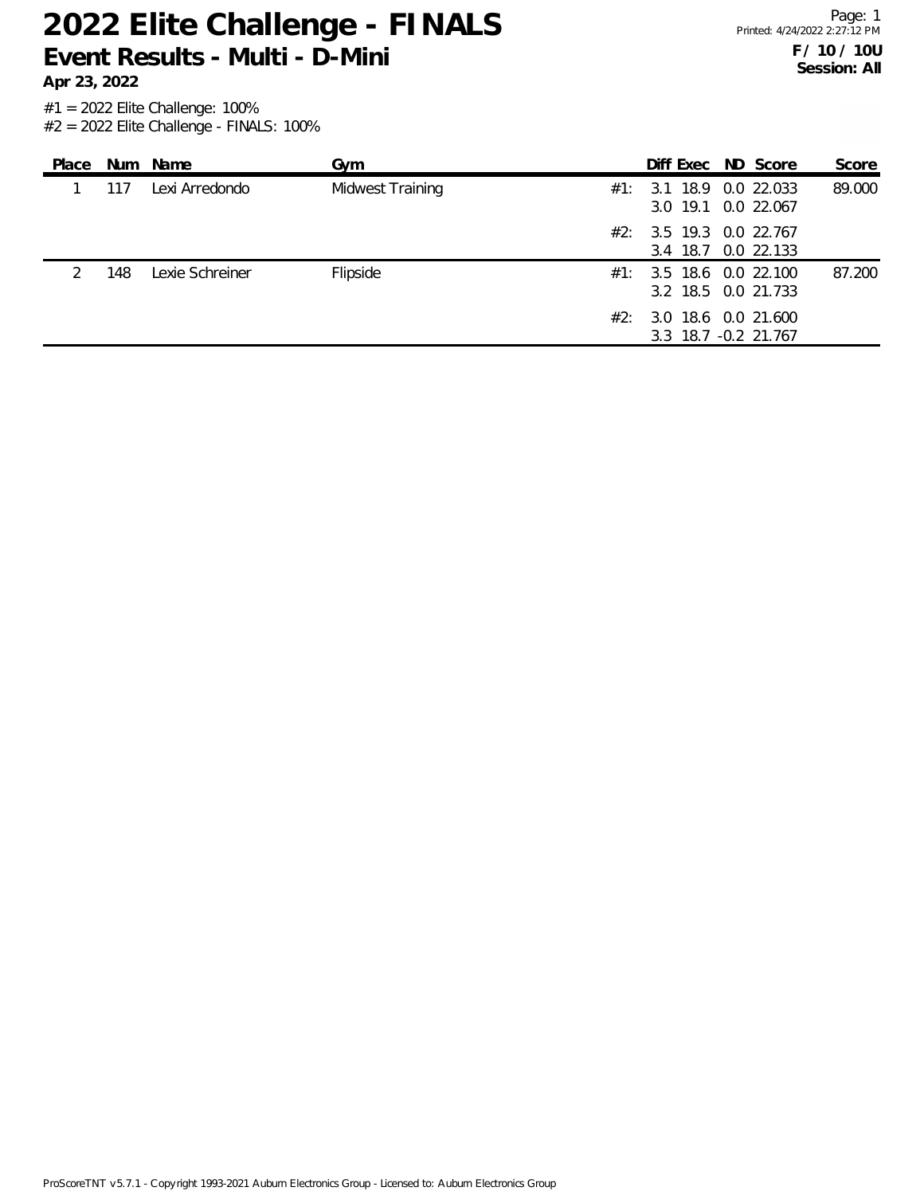# 2022 Elite Challenge - FINALS

## Event Results - Multi - D-Mini

**Apr 23, 2022**

**F / 10 / 10U**
**Session: All**

#1 = 2022 Elite Challenge: 100%
#2 = 2022 Elite Challenge - FINALS: 100%

| Place | Num | Name | Gym | | Diff | Exec | ND | Score | Score |
|---|---|---|---|---|---|---|---|---|---|
| 1 | 117 | Lexi Arredondo | Midwest Training | #1: | 3.1 | 18.9 | 0.0 | 22.033 | 89.000 |
| | | | | | 3.0 | 19.1 | 0.0 | 22.067 | |
| | | | | #2: | 3.5 | 19.3 | 0.0 | 22.767 | |
| | | | | | 3.4 | 18.7 | 0.0 | 22.133 | |
| 2 | 148 | Lexie Schreiner | Flipside | #1: | 3.5 | 18.6 | 0.0 | 22.100 | 87.200 |
| | | | | | 3.2 | 18.5 | 0.0 | 21.733 | |
| | | | | #2: | 3.0 | 18.6 | 0.0 | 21.600 | |
| | | | | | 3.3 | 18.7 | -0.2 | 21.767 | |

ProScoreTNT v5.7.1 - Copyright 1993-2021 Auburn Electronics Group - Licensed to: Auburn Electronics Group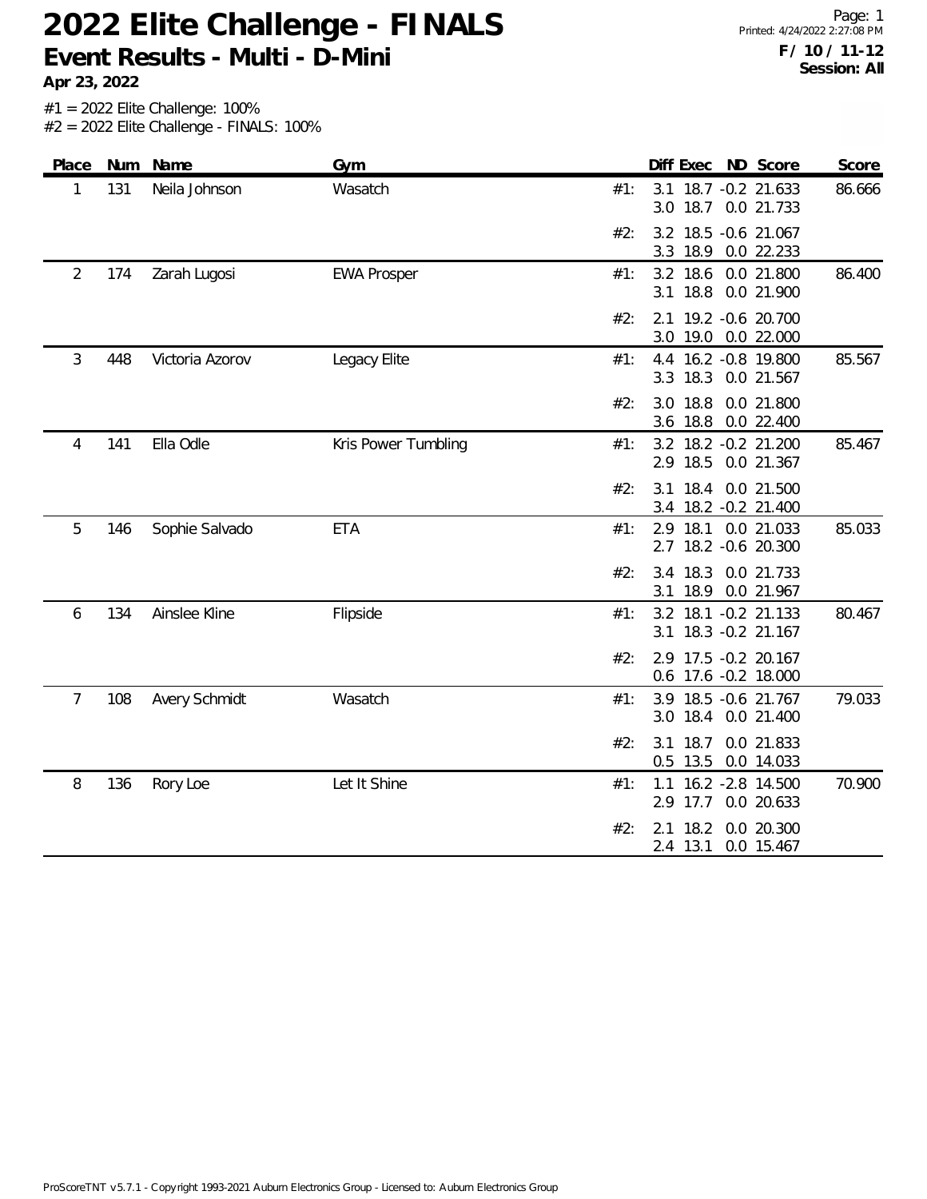# 2022 Elite Challenge - FINALS

## Event Results - Multi - D-Mini

**Apr 23, 2022**

**F / 10 / 11-12**
**Session: All**

#1 = 2022 Elite Challenge: 100%
#2 = 2022 Elite Challenge - FINALS: 100%

| Place | Num | Name | Gym | | Diff | Exec | ND | Score | Score |
|---|---|---|---|---|---|---|---|---|---|
| 1 | 131 | Neila Johnson | Wasatch | #1: | 3.1 | 18.7 | -0.2 | 21.633 | 86.666 |
| | | | | | 3.0 | 18.7 | 0.0 | 21.733 | |
| | | | | #2: | 3.2 | 18.5 | -0.6 | 21.067 | |
| | | | | | 3.3 | 18.9 | 0.0 | 22.233 | |
| 2 | 174 | Zarah Lugosi | EWA Prosper | #1: | 3.2 | 18.6 | 0.0 | 21.800 | 86.400 |
| | | | | | 3.1 | 18.8 | 0.0 | 21.900 | |
| | | | | #2: | 2.1 | 19.2 | -0.6 | 20.700 | |
| | | | | | 3.0 | 19.0 | 0.0 | 22.000 | |
| 3 | 448 | Victoria Azorov | Legacy Elite | #1: | 4.4 | 16.2 | -0.8 | 19.800 | 85.567 |
| | | | | | 3.3 | 18.3 | 0.0 | 21.567 | |
| | | | | #2: | 3.0 | 18.8 | 0.0 | 21.800 | |
| | | | | | 3.6 | 18.8 | 0.0 | 22.400 | |
| 4 | 141 | Ella Odle | Kris Power Tumbling | #1: | 3.2 | 18.2 | -0.2 | 21.200 | 85.467 |
| | | | | | 2.9 | 18.5 | 0.0 | 21.367 | |
| | | | | #2: | 3.1 | 18.4 | 0.0 | 21.500 | |
| | | | | | 3.4 | 18.2 | -0.2 | 21.400 | |
| 5 | 146 | Sophie Salvado | ETA | #1: | 2.9 | 18.1 | 0.0 | 21.033 | 85.033 |
| | | | | | 2.7 | 18.2 | -0.6 | 20.300 | |
| | | | | #2: | 3.4 | 18.3 | 0.0 | 21.733 | |
| | | | | | 3.1 | 18.9 | 0.0 | 21.967 | |
| 6 | 134 | Ainslee Kline | Flipside | #1: | 3.2 | 18.1 | -0.2 | 21.133 | 80.467 |
| | | | | | 3.1 | 18.3 | -0.2 | 21.167 | |
| | | | | #2: | 2.9 | 17.5 | -0.2 | 20.167 | |
| | | | | | 0.6 | 17.6 | -0.2 | 18.000 | |
| 7 | 108 | Avery Schmidt | Wasatch | #1: | 3.9 | 18.5 | -0.6 | 21.767 | 79.033 |
| | | | | | 3.0 | 18.4 | 0.0 | 21.400 | |
| | | | | #2: | 3.1 | 18.7 | 0.0 | 21.833 | |
| | | | | | 0.5 | 13.5 | 0.0 | 14.033 | |
| 8 | 136 | Rory Loe | Let It Shine | #1: | 1.1 | 16.2 | -2.8 | 14.500 | 70.900 |
| | | | | | 2.9 | 17.7 | 0.0 | 20.633 | |
| | | | | #2: | 2.1 | 18.2 | 0.0 | 20.300 | |
| | | | | | 2.4 | 13.1 | 0.0 | 15.467 | |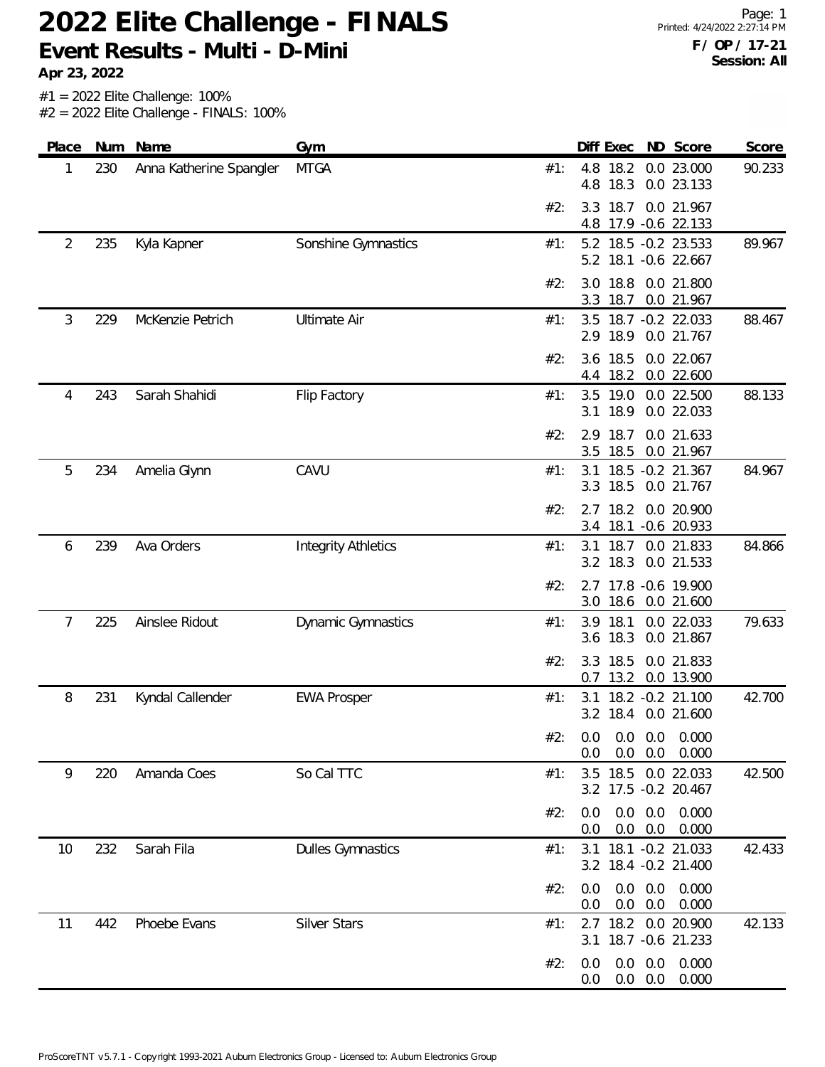# 2022 Elite Challenge - FINALS

## Event Results - Multi - D-Mini

**Apr 23, 2022**

**F / OP / 17-21**
**Session: All**

#1 = 2022 Elite Challenge: 100%
#2 = 2022 Elite Challenge - FINALS: 100%

| Place | Num | Name | Gym | | Diff | Exec | ND | Score | Score |
|---|---|---|---|---|---|---|---|---|---|
| 1 | 230 | Anna Katherine Spangler | MTGA | #1: | 4.8 | 18.2 | 0.0 | 23.000 | 90.233 |
| | | | | | 4.8 | 18.3 | 0.0 | 23.133 | |
| | | | | #2: | 3.3 | 18.7 | 0.0 | 21.967 | |
| | | | | | 4.8 | 17.9 | -0.6 | 22.133 | |
| 2 | 235 | Kyla Kapner | Sonshine Gymnastics | #1: | 5.2 | 18.5 | -0.2 | 23.533 | 89.967 |
| | | | | | 5.2 | 18.1 | -0.6 | 22.667 | |
| | | | | #2: | 3.0 | 18.8 | 0.0 | 21.800 | |
| | | | | | 3.3 | 18.7 | 0.0 | 21.967 | |
| 3 | 229 | McKenzie Petrich | Ultimate Air | #1: | 3.5 | 18.7 | -0.2 | 22.033 | 88.467 |
| | | | | | 2.9 | 18.9 | 0.0 | 21.767 | |
| | | | | #2: | 3.6 | 18.5 | 0.0 | 22.067 | |
| | | | | | 4.4 | 18.2 | 0.0 | 22.600 | |
| 4 | 243 | Sarah Shahidi | Flip Factory | #1: | 3.5 | 19.0 | 0.0 | 22.500 | 88.133 |
| | | | | | 3.1 | 18.9 | 0.0 | 22.033 | |
| | | | | #2: | 2.9 | 18.7 | 0.0 | 21.633 | |
| | | | | | 3.5 | 18.5 | 0.0 | 21.967 | |
| 5 | 234 | Amelia Glynn | CAVU | #1: | 3.1 | 18.5 | -0.2 | 21.367 | 84.967 |
| | | | | | 3.3 | 18.5 | 0.0 | 21.767 | |
| | | | | #2: | 2.7 | 18.2 | 0.0 | 20.900 | |
| | | | | | 3.4 | 18.1 | -0.6 | 20.933 | |
| 6 | 239 | Ava Orders | Integrity Athletics | #1: | 3.1 | 18.7 | 0.0 | 21.833 | 84.866 |
| | | | | | 3.2 | 18.3 | 0.0 | 21.533 | |
| | | | | #2: | 2.7 | 17.8 | -0.6 | 19.900 | |
| | | | | | 3.0 | 18.6 | 0.0 | 21.600 | |
| 7 | 225 | Ainslee Ridout | Dynamic Gymnastics | #1: | 3.9 | 18.1 | 0.0 | 22.033 | 79.633 |
| | | | | | 3.6 | 18.3 | 0.0 | 21.867 | |
| | | | | #2: | 3.3 | 18.5 | 0.0 | 21.833 | |
| | | | | | 0.7 | 13.2 | 0.0 | 13.900 | |
| 8 | 231 | Kyndal Callender | EWA Prosper | #1: | 3.1 | 18.2 | -0.2 | 21.100 | 42.700 |
| | | | | | 3.2 | 18.4 | 0.0 | 21.600 | |
| | | | | #2: | 0.0 | 0.0 | 0.0 | 0.000 | |
| | | | | | 0.0 | 0.0 | 0.0 | 0.000 | |
| 9 | 220 | Amanda Coes | So Cal TTC | #1: | 3.5 | 18.5 | 0.0 | 22.033 | 42.500 |
| | | | | | 3.2 | 17.5 | -0.2 | 20.467 | |
| | | | | #2: | 0.0 | 0.0 | 0.0 | 0.000 | |
| | | | | | 0.0 | 0.0 | 0.0 | 0.000 | |
| 10 | 232 | Sarah Fila | Dulles Gymnastics | #1: | 3.1 | 18.1 | -0.2 | 21.033 | 42.433 |
| | | | | | 3.2 | 18.4 | -0.2 | 21.400 | |
| | | | | #2: | 0.0 | 0.0 | 0.0 | 0.000 | |
| | | | | | 0.0 | 0.0 | 0.0 | 0.000 | |
| 11 | 442 | Phoebe Evans | Silver Stars | #1: | 2.7 | 18.2 | 0.0 | 20.900 | 42.133 |
| | | | | | 3.1 | 18.7 | -0.6 | 21.233 | |
| | | | | #2: | 0.0 | 0.0 | 0.0 | 0.000 | |
| | | | | | 0.0 | 0.0 | 0.0 | 0.000 | |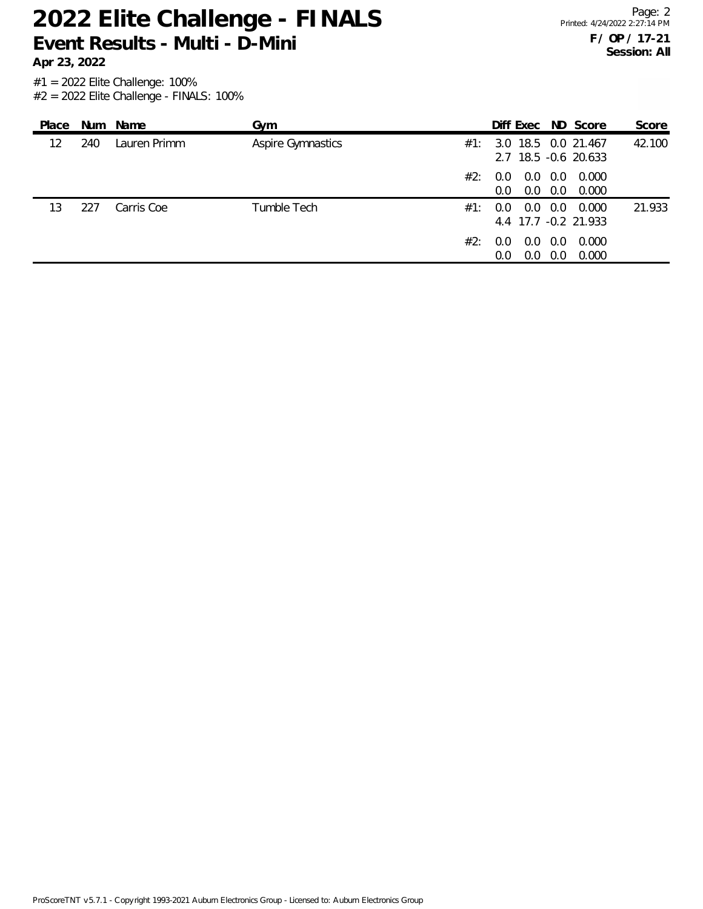# 2022 Elite Challenge - FINALS

## Event Results - Multi - D-Mini

**Apr 23, 2022**

**F / OP / 17-21**
**Session: All**

#1 = 2022 Elite Challenge: 100%
#2 = 2022 Elite Challenge - FINALS: 100%

| Place | Num | Name | Gym | | Diff | Exec | ND | Score | Score |
|---|---|---|---|---|---|---|---|---|---|
| 12 | 240 | Lauren Primm | Aspire Gymnastics | #1: | 3.0 | 18.5 | 0.0 | 21.467 | 42.100 |
| | | | | | 2.7 | 18.5 | -0.6 | 20.633 | |
| | | | | #2: | 0.0 | 0.0 | 0.0 | 0.000 | |
| | | | | | 0.0 | 0.0 | 0.0 | 0.000 | |
| 13 | 227 | Carris Coe | Tumble Tech | #1: | 0.0 | 0.0 | 0.0 | 0.000 | 21.933 |
| | | | | | 4.4 | 17.7 | -0.2 | 21.933 | |
| | | | | #2: | 0.0 | 0.0 | 0.0 | 0.000 | |
| | | | | | 0.0 | 0.0 | 0.0 | 0.000 | |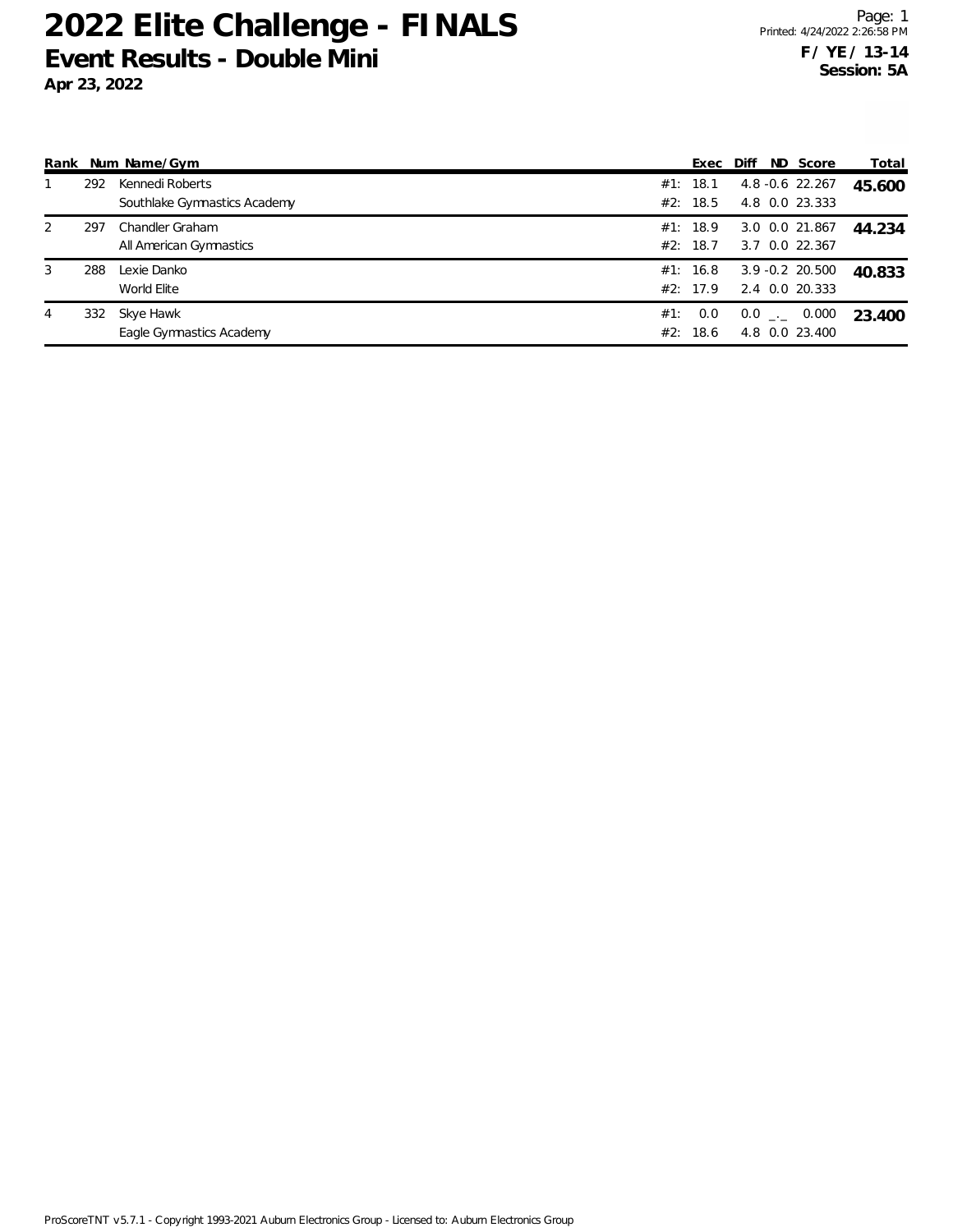# 2022 Elite Challenge - FINALS

## Event Results - Double Mini

**Apr 23, 2022**

**F / YE / 13-14**
**Session: 5A**

| Rank | Num | Name/Gym | | Exec | Diff | ND | Score | Total |
|---|---|---|---|---|---|---|---|---|
| 1 | 292 | Kennedi Roberts | #1: | 18.1 | 4.8 | -0.6 | 22.267 | **45.600** |
| | | Southlake Gymnastics Academy | #2: | 18.5 | 4.8 | 0.0 | 23.333 | |
| 2 | 297 | Chandler Graham | #1: | 18.9 | 3.0 | 0.0 | 21.867 | **44.234** |
| | | All American Gymnastics | #2: | 18.7 | 3.7 | 0.0 | 22.367 | |
| 3 | 288 | Lexie Danko | #1: | 16.8 | 3.9 | -0.2 | 20.500 | **40.833** |
| | | World Elite | #2: | 17.9 | 2.4 | 0.0 | 20.333 | |
| 4 | 332 | Skye Hawk | #1: | 0.0 | 0.0 | _._ | 0.000 | **23.400** |
| | | Eagle Gymnastics Academy | #2: | 18.6 | 4.8 | 0.0 | 23.400 | |

ProScoreTNT v5.7.1 - Copyright 1993-2021 Auburn Electronics Group - Licensed to: Auburn Electronics Group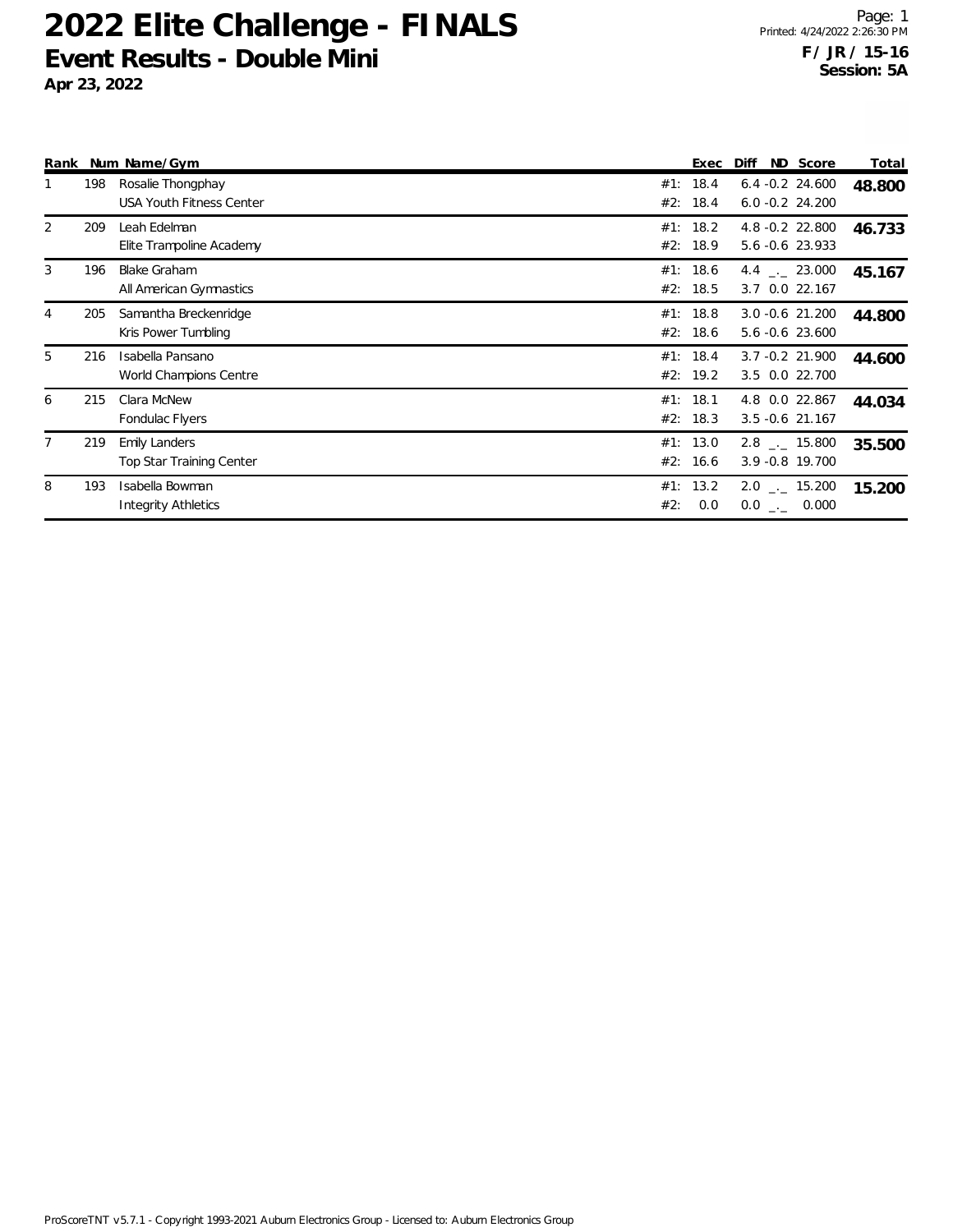# 2022 Elite Challenge - FINALS

## Event Results - Double Mini

**Apr 23, 2022**

**F / JR / 15-16**
**Session: 5A**

| Rank | Num | Name/Gym | | Exec | Diff | ND | Score | Total |
|---|---|---|---|---|---|---|---|---|
| 1 | 198 | Rosalie Thongphay | #1: | 18.4 | 6.4 | -0.2 | 24.600 | **48.800** |
| | | USA Youth Fitness Center | #2: | 18.4 | 6.0 | -0.2 | 24.200 | |
| 2 | 209 | Leah Edelman | #1: | 18.2 | 4.8 | -0.2 | 22.800 | **46.733** |
| | | Elite Trampoline Academy | #2: | 18.9 | 5.6 | -0.6 | 23.933 | |
| 3 | 196 | Blake Graham | #1: | 18.6 | 4.4 | _._ | 23.000 | **45.167** |
| | | All American Gymnastics | #2: | 18.5 | 3.7 | 0.0 | 22.167 | |
| 4 | 205 | Samantha Breckenridge | #1: | 18.8 | 3.0 | -0.6 | 21.200 | **44.800** |
| | | Kris Power Tumbling | #2: | 18.6 | 5.6 | -0.6 | 23.600 | |
| 5 | 216 | Isabella Pansano | #1: | 18.4 | 3.7 | -0.2 | 21.900 | **44.600** |
| | | World Champions Centre | #2: | 19.2 | 3.5 | 0.0 | 22.700 | |
| 6 | 215 | Clara McNew | #1: | 18.1 | 4.8 | 0.0 | 22.867 | **44.034** |
| | | Fondulac Flyers | #2: | 18.3 | 3.5 | -0.6 | 21.167 | |
| 7 | 219 | Emily Landers | #1: | 13.0 | 2.8 | _._ | 15.800 | **35.500** |
| | | Top Star Training Center | #2: | 16.6 | 3.9 | -0.8 | 19.700 | |
| 8 | 193 | Isabella Bowman | #1: | 13.2 | 2.0 | _._ | 15.200 | **15.200** |
| | | Integrity Athletics | #2: | 0.0 | 0.0 | _._ | 0.000 | |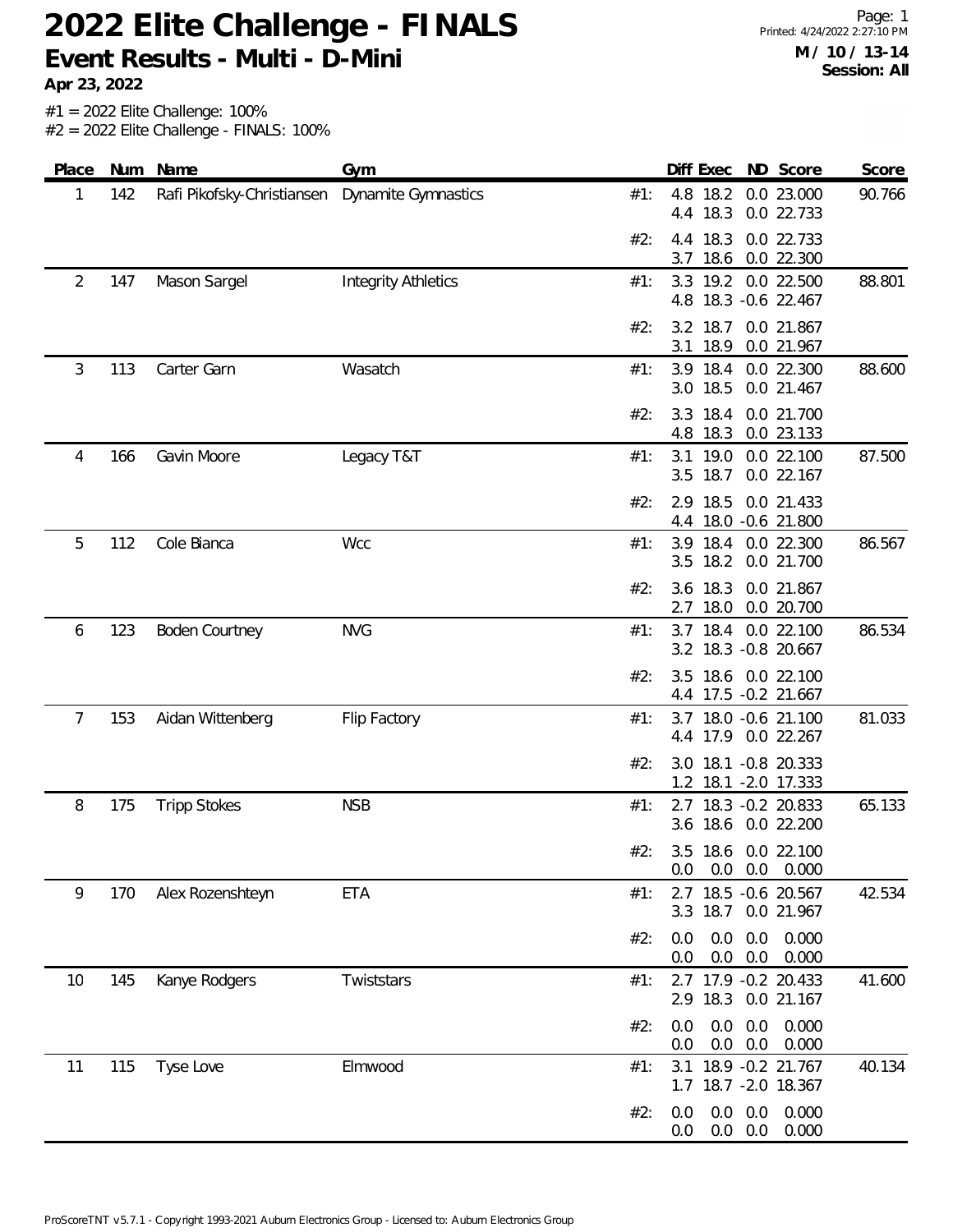# 2022 Elite Challenge - FINALS

## Event Results - Multi - D-Mini

**Apr 23, 2022**

**M / 10 / 13-14**
**Session: All**

#1 = 2022 Elite Challenge: 100%
#2 = 2022 Elite Challenge - FINALS: 100%

| Place | Num | Name | Gym | | Diff | Exec | ND | Score | Score |
|---|---|---|---|---|---|---|---|---|---|
| 1 | 142 | Rafi Pikofsky-Christiansen | Dynamite Gymnastics | #1: | 4.8 | 18.2 | 0.0 | 23.000 | 90.766 |
| | | | | | 4.4 | 18.3 | 0.0 | 22.733 | |
| | | | | #2: | 4.4 | 18.3 | 0.0 | 22.733 | |
| | | | | | 3.7 | 18.6 | 0.0 | 22.300 | |
| 2 | 147 | Mason Sargel | Integrity Athletics | #1: | 3.3 | 19.2 | 0.0 | 22.500 | 88.801 |
| | | | | | 4.8 | 18.3 | -0.6 | 22.467 | |
| | | | | #2: | 3.2 | 18.7 | 0.0 | 21.867 | |
| | | | | | 3.1 | 18.9 | 0.0 | 21.967 | |
| 3 | 113 | Carter Garn | Wasatch | #1: | 3.9 | 18.4 | 0.0 | 22.300 | 88.600 |
| | | | | | 3.0 | 18.5 | 0.0 | 21.467 | |
| | | | | #2: | 3.3 | 18.4 | 0.0 | 21.700 | |
| | | | | | 4.8 | 18.3 | 0.0 | 23.133 | |
| 4 | 166 | Gavin Moore | Legacy T&T | #1: | 3.1 | 19.0 | 0.0 | 22.100 | 87.500 |
| | | | | | 3.5 | 18.7 | 0.0 | 22.167 | |
| | | | | #2: | 2.9 | 18.5 | 0.0 | 21.433 | |
| | | | | | 4.4 | 18.0 | -0.6 | 21.800 | |
| 5 | 112 | Cole Bianca | Wcc | #1: | 3.9 | 18.4 | 0.0 | 22.300 | 86.567 |
| | | | | | 3.5 | 18.2 | 0.0 | 21.700 | |
| | | | | #2: | 3.6 | 18.3 | 0.0 | 21.867 | |
| | | | | | 2.7 | 18.0 | 0.0 | 20.700 | |
| 6 | 123 | Boden Courtney | NVG | #1: | 3.7 | 18.4 | 0.0 | 22.100 | 86.534 |
| | | | | | 3.2 | 18.3 | -0.8 | 20.667 | |
| | | | | #2: | 3.5 | 18.6 | 0.0 | 22.100 | |
| | | | | | 4.4 | 17.5 | -0.2 | 21.667 | |
| 7 | 153 | Aidan Wittenberg | Flip Factory | #1: | 3.7 | 18.0 | -0.6 | 21.100 | 81.033 |
| | | | | | 4.4 | 17.9 | 0.0 | 22.267 | |
| | | | | #2: | 3.0 | 18.1 | -0.8 | 20.333 | |
| | | | | | 1.2 | 18.1 | -2.0 | 17.333 | |
| 8 | 175 | Tripp Stokes | NSB | #1: | 2.7 | 18.3 | -0.2 | 20.833 | 65.133 |
| | | | | | 3.6 | 18.6 | 0.0 | 22.200 | |
| | | | | #2: | 3.5 | 18.6 | 0.0 | 22.100 | |
| | | | | | 0.0 | 0.0 | 0.0 | 0.000 | |
| 9 | 170 | Alex Rozenshteyn | ETA | #1: | 2.7 | 18.5 | -0.6 | 20.567 | 42.534 |
| | | | | | 3.3 | 18.7 | 0.0 | 21.967 | |
| | | | | #2: | 0.0 | 0.0 | 0.0 | 0.000 | |
| | | | | | 0.0 | 0.0 | 0.0 | 0.000 | |
| 10 | 145 | Kanye Rodgers | Twiststars | #1: | 2.7 | 17.9 | -0.2 | 20.433 | 41.600 |
| | | | | | 2.9 | 18.3 | 0.0 | 21.167 | |
| | | | | #2: | 0.0 | 0.0 | 0.0 | 0.000 | |
| | | | | | 0.0 | 0.0 | 0.0 | 0.000 | |
| 11 | 115 | Tyse Love | Elmwood | #1: | 3.1 | 18.9 | -0.2 | 21.767 | 40.134 |
| | | | | | 1.7 | 18.7 | -2.0 | 18.367 | |
| | | | | #2: | 0.0 | 0.0 | 0.0 | 0.000 | |
| | | | | | 0.0 | 0.0 | 0.0 | 0.000 | |

ProScoreTNT v5.7.1 - Copyright 1993-2021 Auburn Electronics Group - Licensed to: Auburn Electronics Group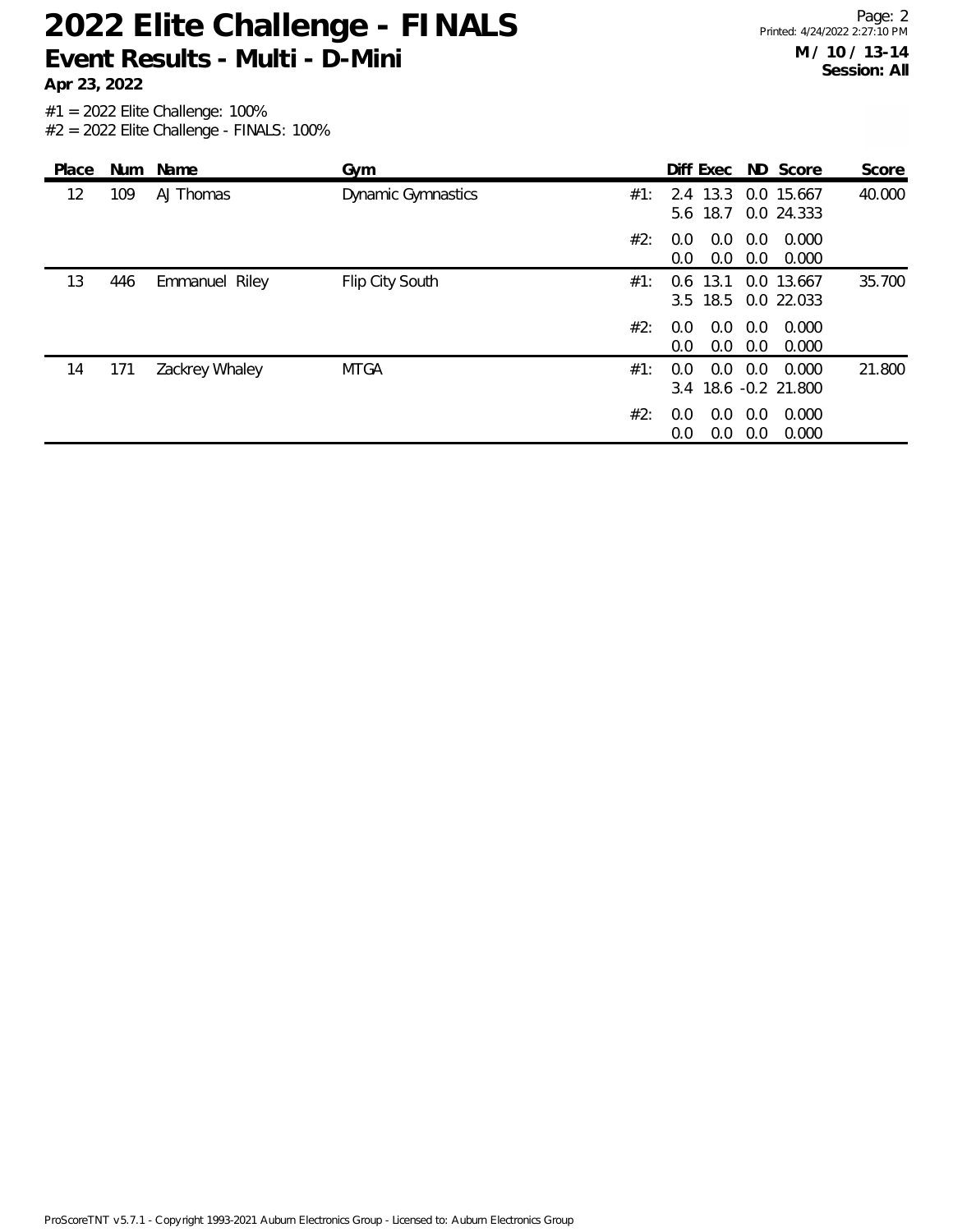# 2022 Elite Challenge - FINALS

## Event Results - Multi - D-Mini

**Apr 23, 2022**

**M / 10 / 13-14**
**Session: All**

#1 = 2022 Elite Challenge: 100%
#2 = 2022 Elite Challenge - FINALS: 100%

| Place | Num | Name | Gym | | Diff | Exec | ND | Score | Score |
|---|---|---|---|---|---|---|---|---|---|
| 12 | 109 | AJ Thomas | Dynamic Gymnastics | #1: | 2.4 | 13.3 | 0.0 | 15.667 | 40.000 |
| | | | | | 5.6 | 18.7 | 0.0 | 24.333 | |
| | | | | #2: | 0.0 | 0.0 | 0.0 | 0.000 | |
| | | | | | 0.0 | 0.0 | 0.0 | 0.000 | |
| 13 | 446 | Emmanuel Riley | Flip City South | #1: | 0.6 | 13.1 | 0.0 | 13.667 | 35.700 |
| | | | | | 3.5 | 18.5 | 0.0 | 22.033 | |
| | | | | #2: | 0.0 | 0.0 | 0.0 | 0.000 | |
| | | | | | 0.0 | 0.0 | 0.0 | 0.000 | |
| 14 | 171 | Zackrey Whaley | MTGA | #1: | 0.0 | 0.0 | 0.0 | 0.000 | 21.800 |
| | | | | | 3.4 | 18.6 | -0.2 | 21.800 | |
| | | | | #2: | 0.0 | 0.0 | 0.0 | 0.000 | |
| | | | | | 0.0 | 0.0 | 0.0 | 0.000 | |

ProScoreTNT v5.7.1 - Copyright 1993-2021 Auburn Electronics Group - Licensed to: Auburn Electronics Group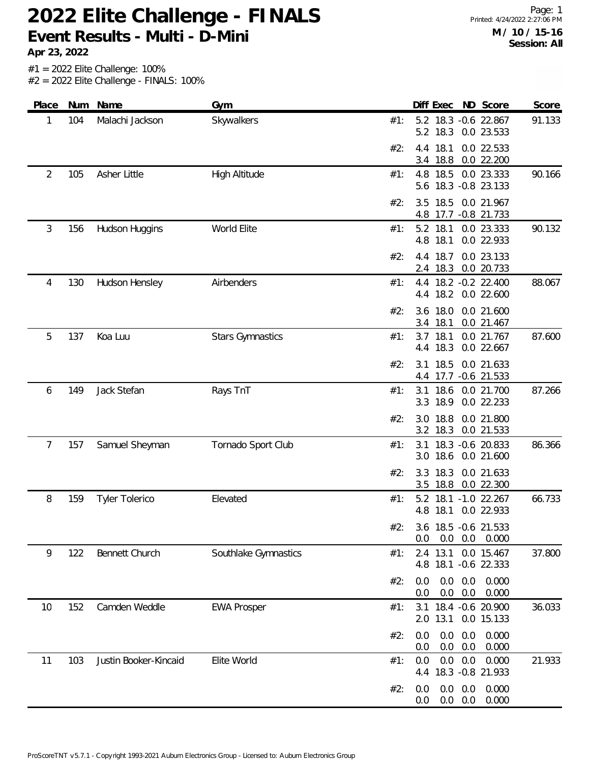# 2022 Elite Challenge - FINALS

## Event Results - Multi - D-Mini

**Apr 23, 2022**

**M / 10 / 15-16**
**Session: All**

Printed: 4/24/2022 2:27:06 PM

#1 = 2022 Elite Challenge: 100%
#2 = 2022 Elite Challenge - FINALS: 100%

| Place | Num | Name | Gym | | Diff | Exec | ND | Score | Score |
|---|---|---|---|---|---|---|---|---|---|
| 1 | 104 | Malachi Jackson | Skywalkers | #1: | 5.2 | 18.3 | -0.6 | 22.867 | 91.133 |
| | | | | | 5.2 | 18.3 | 0.0 | 23.533 | |
| | | | | #2: | 4.4 | 18.1 | 0.0 | 22.533 | |
| | | | | | 3.4 | 18.8 | 0.0 | 22.200 | |
| 2 | 105 | Asher Little | High Altitude | #1: | 4.8 | 18.5 | 0.0 | 23.333 | 90.166 |
| | | | | | 5.6 | 18.3 | -0.8 | 23.133 | |
| | | | | #2: | 3.5 | 18.5 | 0.0 | 21.967 | |
| | | | | | 4.8 | 17.7 | -0.8 | 21.733 | |
| 3 | 156 | Hudson Huggins | World Elite | #1: | 5.2 | 18.1 | 0.0 | 23.333 | 90.132 |
| | | | | | 4.8 | 18.1 | 0.0 | 22.933 | |
| | | | | #2: | 4.4 | 18.7 | 0.0 | 23.133 | |
| | | | | | 2.4 | 18.3 | 0.0 | 20.733 | |
| 4 | 130 | Hudson Hensley | Airbenders | #1: | 4.4 | 18.2 | -0.2 | 22.400 | 88.067 |
| | | | | | 4.4 | 18.2 | 0.0 | 22.600 | |
| | | | | #2: | 3.6 | 18.0 | 0.0 | 21.600 | |
| | | | | | 3.4 | 18.1 | 0.0 | 21.467 | |
| 5 | 137 | Koa Luu | Stars Gymnastics | #1: | 3.7 | 18.1 | 0.0 | 21.767 | 87.600 |
| | | | | | 4.4 | 18.3 | 0.0 | 22.667 | |
| | | | | #2: | 3.1 | 18.5 | 0.0 | 21.633 | |
| | | | | | 4.4 | 17.7 | -0.6 | 21.533 | |
| 6 | 149 | Jack Stefan | Rays TnT | #1: | 3.1 | 18.6 | 0.0 | 21.700 | 87.266 |
| | | | | | 3.3 | 18.9 | 0.0 | 22.233 | |
| | | | | #2: | 3.0 | 18.8 | 0.0 | 21.800 | |
| | | | | | 3.2 | 18.3 | 0.0 | 21.533 | |
| 7 | 157 | Samuel Sheyman | Tornado Sport Club | #1: | 3.1 | 18.3 | -0.6 | 20.833 | 86.366 |
| | | | | | 3.0 | 18.6 | 0.0 | 21.600 | |
| | | | | #2: | 3.3 | 18.3 | 0.0 | 21.633 | |
| | | | | | 3.5 | 18.8 | 0.0 | 22.300 | |
| 8 | 159 | Tyler Tolerico | Elevated | #1: | 5.2 | 18.1 | -1.0 | 22.267 | 66.733 |
| | | | | | 4.8 | 18.1 | 0.0 | 22.933 | |
| | | | | #2: | 3.6 | 18.5 | -0.6 | 21.533 | |
| | | | | | 0.0 | 0.0 | 0.0 | 0.000 | |
| 9 | 122 | Bennett Church | Southlake Gymnastics | #1: | 2.4 | 13.1 | 0.0 | 15.467 | 37.800 |
| | | | | | 4.8 | 18.1 | -0.6 | 22.333 | |
| | | | | #2: | 0.0 | 0.0 | 0.0 | 0.000 | |
| | | | | | 0.0 | 0.0 | 0.0 | 0.000 | |
| 10 | 152 | Camden Weddle | EWA Prosper | #1: | 3.1 | 18.4 | -0.6 | 20.900 | 36.033 |
| | | | | | 2.0 | 13.1 | 0.0 | 15.133 | |
| | | | | #2: | 0.0 | 0.0 | 0.0 | 0.000 | |
| | | | | | 0.0 | 0.0 | 0.0 | 0.000 | |
| 11 | 103 | Justin Booker-Kincaid | Elite World | #1: | 0.0 | 0.0 | 0.0 | 0.000 | 21.933 |
| | | | | | 4.4 | 18.3 | -0.8 | 21.933 | |
| | | | | #2: | 0.0 | 0.0 | 0.0 | 0.000 | |
| | | | | | 0.0 | 0.0 | 0.0 | 0.000 | |

ProScoreTNT v5.7.1 - Copyright 1993-2021 Auburn Electronics Group - Licensed to: Auburn Electronics Group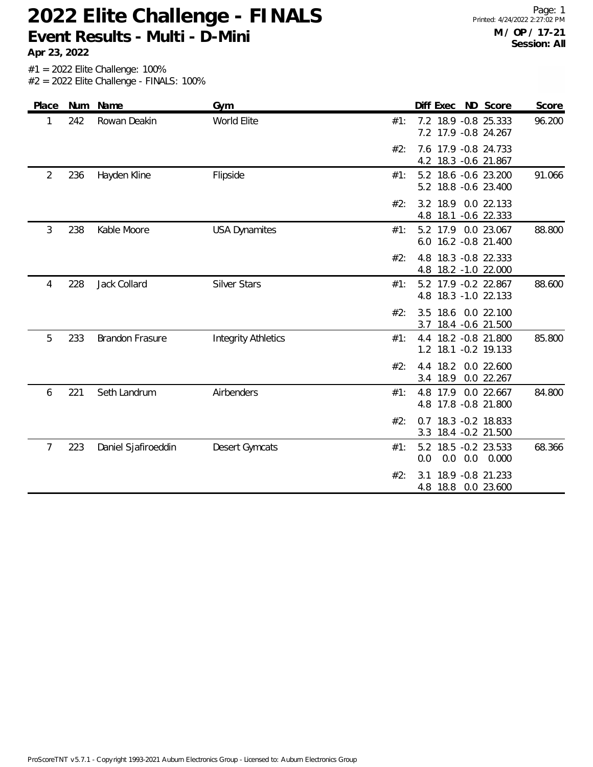# 2022 Elite Challenge - FINALS

## Event Results - Multi - D-Mini

**Apr 23, 2022**

**M / OP / 17-21**
**Session: All**

#1 = 2022 Elite Challenge: 100%
#2 = 2022 Elite Challenge - FINALS: 100%

| Place | Num | Name | Gym | | Diff | Exec | ND | Score | Score |
|---|---|---|---|---|---|---|---|---|---|
| 1 | 242 | Rowan Deakin | World Elite | #1: | 7.2 | 18.9 | -0.8 | 25.333 | 96.200 |
| | | | | | 7.2 | 17.9 | -0.8 | 24.267 | |
| | | | | #2: | 7.6 | 17.9 | -0.8 | 24.733 | |
| | | | | | 4.2 | 18.3 | -0.6 | 21.867 | |
| 2 | 236 | Hayden Kline | Flipside | #1: | 5.2 | 18.6 | -0.6 | 23.200 | 91.066 |
| | | | | | 5.2 | 18.8 | -0.6 | 23.400 | |
| | | | | #2: | 3.2 | 18.9 | 0.0 | 22.133 | |
| | | | | | 4.8 | 18.1 | -0.6 | 22.333 | |
| 3 | 238 | Kable Moore | USA Dynamites | #1: | 5.2 | 17.9 | 0.0 | 23.067 | 88.800 |
| | | | | | 6.0 | 16.2 | -0.8 | 21.400 | |
| | | | | #2: | 4.8 | 18.3 | -0.8 | 22.333 | |
| | | | | | 4.8 | 18.2 | -1.0 | 22.000 | |
| 4 | 228 | Jack Collard | Silver Stars | #1: | 5.2 | 17.9 | -0.2 | 22.867 | 88.600 |
| | | | | | 4.8 | 18.3 | -1.0 | 22.133 | |
| | | | | #2: | 3.5 | 18.6 | 0.0 | 22.100 | |
| | | | | | 3.7 | 18.4 | -0.6 | 21.500 | |
| 5 | 233 | Brandon Frasure | Integrity Athletics | #1: | 4.4 | 18.2 | -0.8 | 21.800 | 85.800 |
| | | | | | 1.2 | 18.1 | -0.2 | 19.133 | |
| | | | | #2: | 4.4 | 18.2 | 0.0 | 22.600 | |
| | | | | | 3.4 | 18.9 | 0.0 | 22.267 | |
| 6 | 221 | Seth Landrum | Airbenders | #1: | 4.8 | 17.9 | 0.0 | 22.667 | 84.800 |
| | | | | | 4.8 | 17.8 | -0.8 | 21.800 | |
| | | | | #2: | 0.7 | 18.3 | -0.2 | 18.833 | |
| | | | | | 3.3 | 18.4 | -0.2 | 21.500 | |
| 7 | 223 | Daniel Sjafiroeddin | Desert Gymcats | #1: | 5.2 | 18.5 | -0.2 | 23.533 | 68.366 |
| | | | | | 0.0 | 0.0 | 0.0 | 0.000 | |
| | | | | #2: | 3.1 | 18.9 | -0.8 | 21.233 | |
| | | | | | 4.8 | 18.8 | 0.0 | 23.600 | |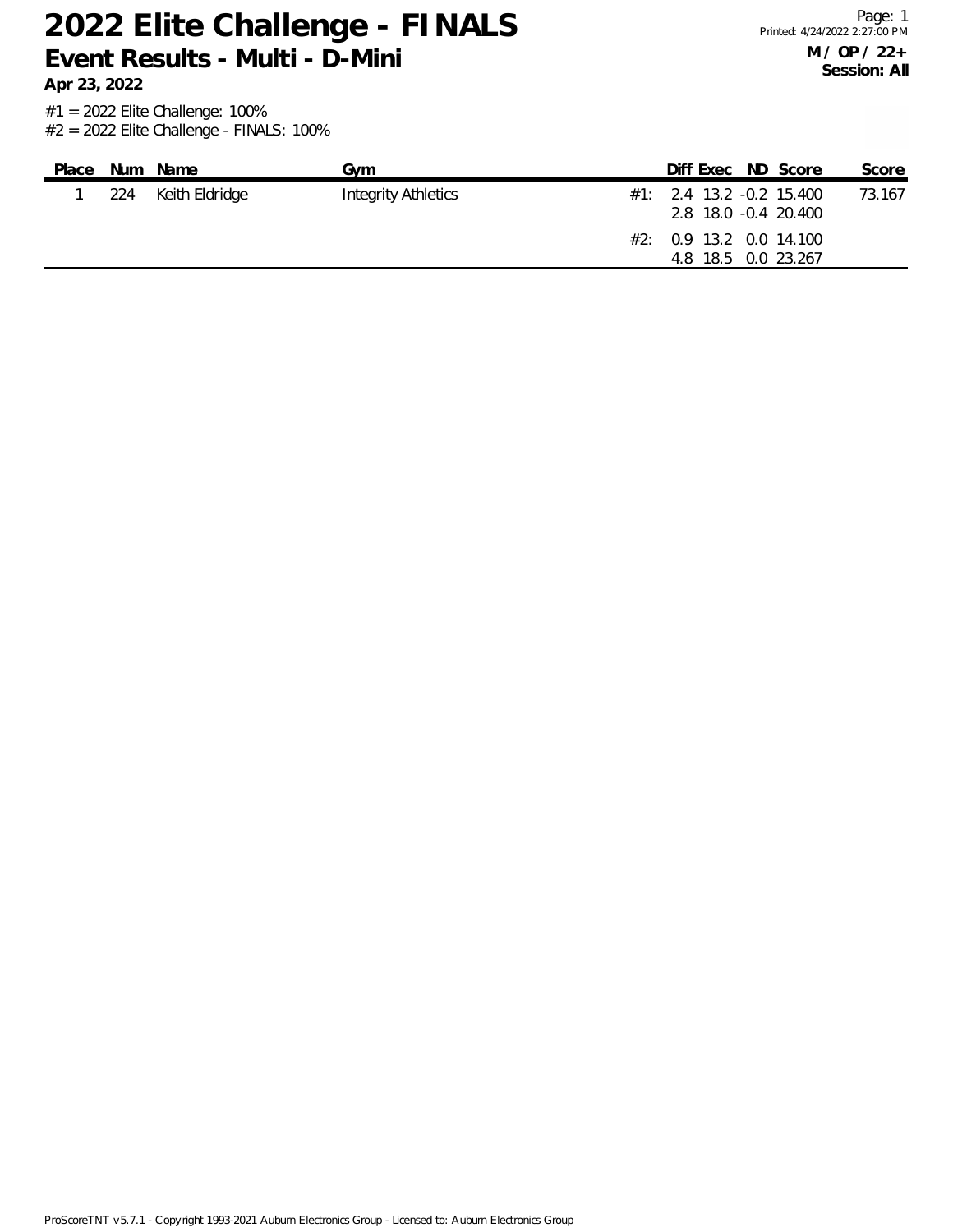# 2022 Elite Challenge - FINALS

## Event Results - Multi - D-Mini

**Apr 23, 2022**

**M / OP / 22+**
**Session: All**

#1 = 2022 Elite Challenge: 100%
#2 = 2022 Elite Challenge - FINALS: 100%

| Place | Num | Name | Gym | | Diff | Exec | ND | Score | Score |
|---|---|---|---|---|---|---|---|---|---|
| 1 | 224 | Keith Eldridge | Integrity Athletics | #1: | 2.4 | 13.2 | -0.2 | 15.400 | 73.167 |
| | | | | | 2.8 | 18.0 | -0.4 | 20.400 | |
| | | | | #2: | 0.9 | 13.2 | 0.0 | 14.100 | |
| | | | | | 4.8 | 18.5 | 0.0 | 23.267 | |

ProScoreTNT v5.7.1 - Copyright 1993-2021 Auburn Electronics Group - Licensed to: Auburn Electronics Group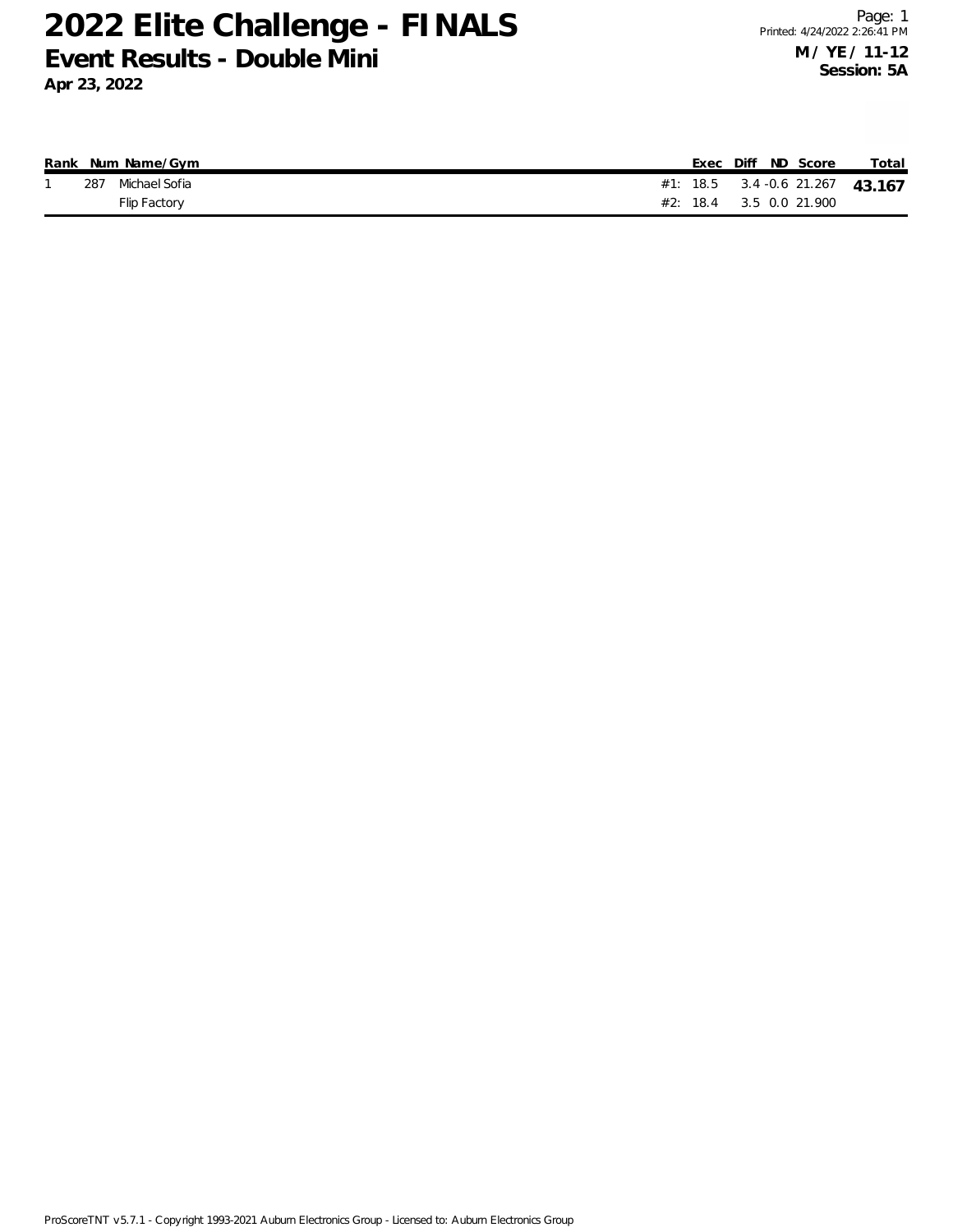# 2022 Elite Challenge - FINALS

## Event Results - Double Mini

**Apr 23, 2022**

**M / YE / 11-12**
**Session: 5A**

| Rank | Num | Name/Gym | | Exec | Diff | ND | Score | Total |
|---|---|---|---|---|---|---|---|---|
| 1 | 287 | Michael Sofia | #1: | 18.5 | 3.4 | -0.6 | 21.267 | **43.167** |
| | | Flip Factory | #2: | 18.4 | 3.5 | 0.0 | 21.900 | |

ProScoreTNT v5.7.1 - Copyright 1993-2021 Auburn Electronics Group - Licensed to: Auburn Electronics Group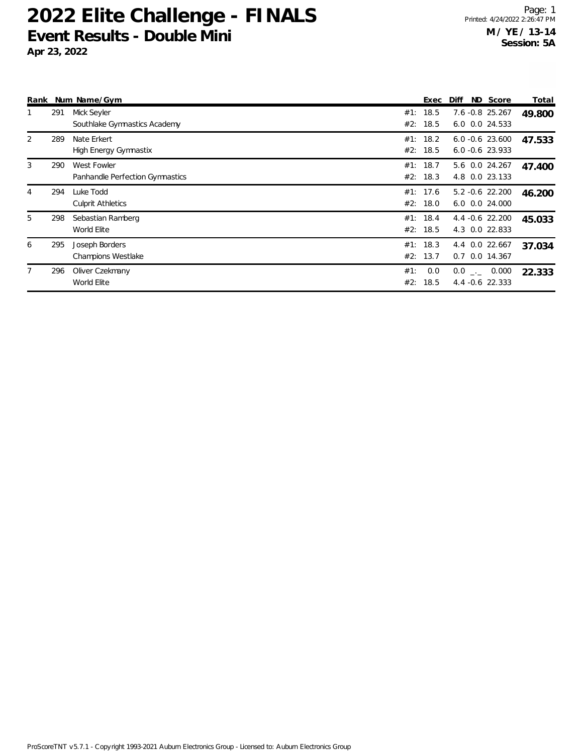# 2022 Elite Challenge - FINALS

## Event Results - Double Mini

**Apr 23, 2022**

**M / YE / 13-14**
**Session: 5A**

| Rank | Num | Name/Gym | | Exec | Diff | ND | Score | Total |
|---|---|---|---|---|---|---|---|---|
| 1 | 291 | Mick Seyler | #1: | 18.5 | 7.6 | -0.8 | 25.267 | **49.800** |
| | | Southlake Gymnastics Academy | #2: | 18.5 | 6.0 | 0.0 | 24.533 | |
| 2 | 289 | Nate Erkert | #1: | 18.2 | 6.0 | -0.6 | 23.600 | **47.533** |
| | | High Energy Gymnastix | #2: | 18.5 | 6.0 | -0.6 | 23.933 | |
| 3 | 290 | West Fowler | #1: | 18.7 | 5.6 | 0.0 | 24.267 | **47.400** |
| | | Panhandle Perfection Gymnastics | #2: | 18.3 | 4.8 | 0.0 | 23.133 | |
| 4 | 294 | Luke Todd | #1: | 17.6 | 5.2 | -0.6 | 22.200 | **46.200** |
| | | Culprit Athletics | #2: | 18.0 | 6.0 | 0.0 | 24.000 | |
| 5 | 298 | Sebastian Ramberg | #1: | 18.4 | 4.4 | -0.6 | 22.200 | **45.033** |
| | | World Elite | #2: | 18.5 | 4.3 | 0.0 | 22.833 | |
| 6 | 295 | Joseph Borders | #1: | 18.3 | 4.4 | 0.0 | 22.667 | **37.034** |
| | | Champions Westlake | #2: | 13.7 | 0.7 | 0.0 | 14.367 | |
| 7 | 296 | Oliver Czekmany | #1: | 0.0 | 0.0 | _._ | 0.000 | **22.333** |
| | | World Elite | #2: | 18.5 | 4.4 | -0.6 | 22.333 | |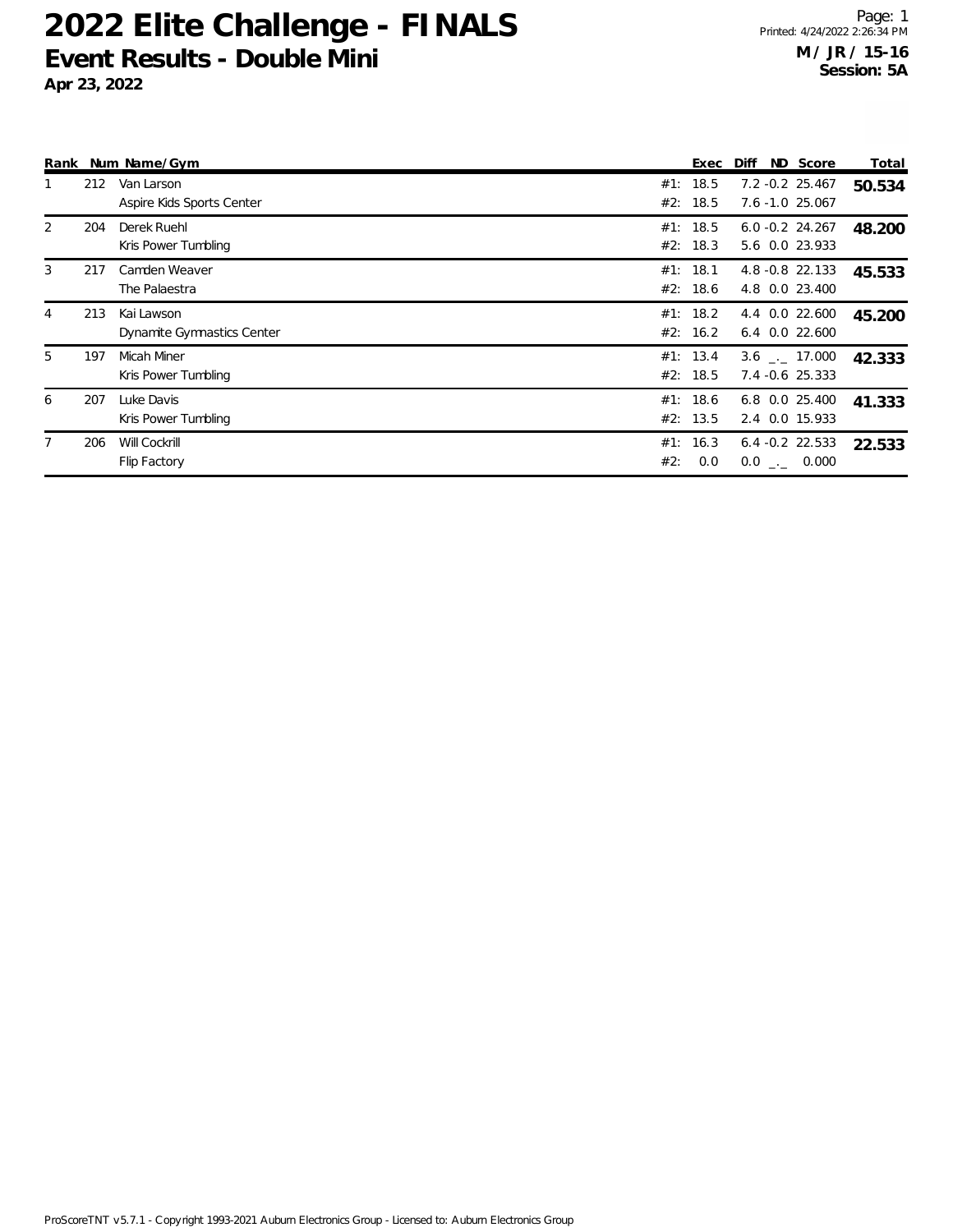# 2022 Elite Challenge - FINALS

## Event Results - Double Mini

**Apr 23, 2022**

**M / JR / 15-16**
**Session: 5A**

| Rank | Num | Name/Gym | | Exec | Diff | ND | Score | Total |
|---|---|---|---|---|---|---|---|---|
| 1 | 212 | Van Larson | #1: | 18.5 | 7.2 | -0.2 | 25.467 | **50.534** |
| | | Aspire Kids Sports Center | #2: | 18.5 | 7.6 | -1.0 | 25.067 | |
| 2 | 204 | Derek Ruehl | #1: | 18.5 | 6.0 | -0.2 | 24.267 | **48.200** |
| | | Kris Power Tumbling | #2: | 18.3 | 5.6 | 0.0 | 23.933 | |
| 3 | 217 | Camden Weaver | #1: | 18.1 | 4.8 | -0.8 | 22.133 | **45.533** |
| | | The Palaestra | #2: | 18.6 | 4.8 | 0.0 | 23.400 | |
| 4 | 213 | Kai Lawson | #1: | 18.2 | 4.4 | 0.0 | 22.600 | **45.200** |
| | | Dynamite Gymnastics Center | #2: | 16.2 | 6.4 | 0.0 | 22.600 | |
| 5 | 197 | Micah Miner | #1: | 13.4 | 3.6 | _._ | 17.000 | **42.333** |
| | | Kris Power Tumbling | #2: | 18.5 | 7.4 | -0.6 | 25.333 | |
| 6 | 207 | Luke Davis | #1: | 18.6 | 6.8 | 0.0 | 25.400 | **41.333** |
| | | Kris Power Tumbling | #2: | 13.5 | 2.4 | 0.0 | 15.933 | |
| 7 | 206 | Will Cockrill | #1: | 16.3 | 6.4 | -0.2 | 22.533 | **22.533** |
| | | Flip Factory | #2: | 0.0 | 0.0 | _._ | 0.000 | |

ProScoreTNT v5.7.1 - Copyright 1993-2021 Auburn Electronics Group - Licensed to: Auburn Electronics Group